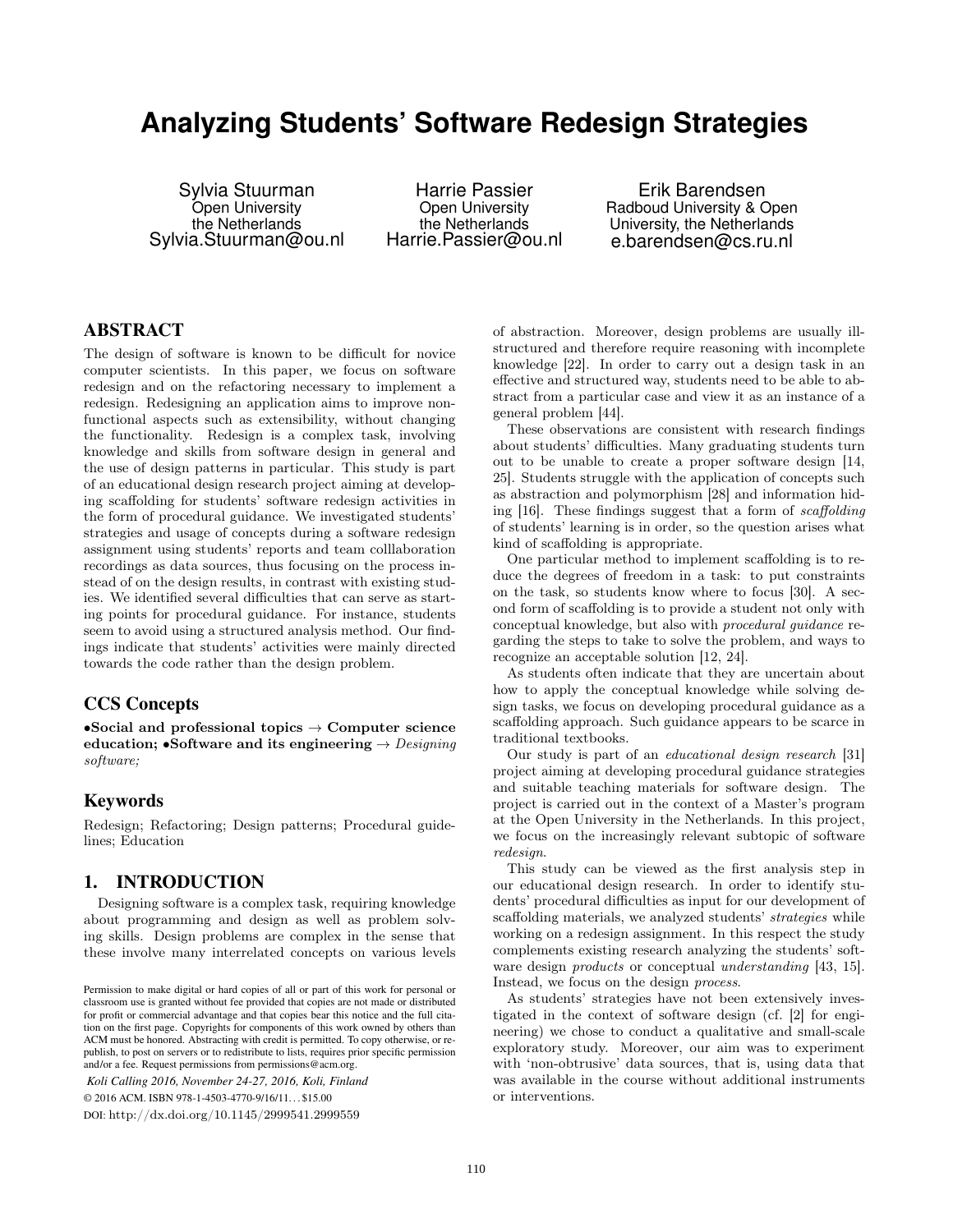# Analyzing Students' Software Redesign Strategies

Sylvia Stuurman
Open University
the Netherlands
Sylvia.Stuurman@ou.nl

Harrie Passier
Open University
the Netherlands
Harrie.Passier@ou.nl

Erik Barendsen
Radboud University & Open University, the Netherlands
e.barendsen@cs.ru.nl

## ABSTRACT

The design of software is known to be difficult for novice computer scientists. In this paper, we focus on software redesign and on the refactoring necessary to implement a redesign. Redesigning an application aims to improve non-functional aspects such as extensibility, without changing the functionality. Redesign is a complex task, involving knowledge and skills from software design in general and the use of design patterns in particular. This study is part of an educational design research project aiming at developing scaffolding for students' software redesign activities in the form of procedural guidance. We investigated students' strategies and usage of concepts during a software redesign assignment using students' reports and team colllaboration recordings as data sources, thus focusing on the process instead of on the design results, in contrast with existing studies. We identified several difficulties that can serve as starting points for procedural guidance. For instance, students seem to avoid using a structured analysis method. Our findings indicate that students' activities were mainly directed towards the code rather than the design problem.

## CCS Concepts

•**Social and professional topics** → **Computer science education;** •**Software and its engineering** → *Designing software;*

## Keywords

Redesign; Refactoring; Design patterns; Procedural guidelines; Education

## 1. INTRODUCTION

Designing software is a complex task, requiring knowledge about programming and design as well as problem solving skills. Design problems are complex in the sense that these involve many interrelated concepts on various levels of abstraction. Moreover, design problems are usually ill-structured and therefore require reasoning with incomplete knowledge [22]. In order to carry out a design task in an effective and structured way, students need to be able to abstract from a particular case and view it as an instance of a general problem [44].

These observations are consistent with research findings about students' difficulties. Many graduating students turn out to be unable to create a proper software design [14, 25]. Students struggle with the application of concepts such as abstraction and polymorphism [28] and information hiding [16]. These findings suggest that a form of *scaffolding* of students' learning is in order, so the question arises what kind of scaffolding is appropriate.

One particular method to implement scaffolding is to reduce the degrees of freedom in a task: to put constraints on the task, so students know where to focus [30]. A second form of scaffolding is to provide a student not only with conceptual knowledge, but also with *procedural guidance* regarding the steps to take to solve the problem, and ways to recognize an acceptable solution [12, 24].

As students often indicate that they are uncertain about how to apply the conceptual knowledge while solving design tasks, we focus on developing procedural guidance as a scaffolding approach. Such guidance appears to be scarce in traditional textbooks.

Our study is part of an *educational design research* [31] project aiming at developing procedural guidance strategies and suitable teaching materials for software design. The project is carried out in the context of a Master's program at the Open University in the Netherlands. In this project, we focus on the increasingly relevant subtopic of software *redesign*.

This study can be viewed as the first analysis step in our educational design research. In order to identify students' procedural difficulties as input for our development of scaffolding materials, we analyzed students' *strategies* while working on a redesign assignment. In this respect the study complements existing research analyzing the students' software design *products* or conceptual *understanding* [43, 15]. Instead, we focus on the design *process*.

As students' strategies have not been extensively investigated in the context of software design (cf. [2] for engineering) we chose to conduct a qualitative and small-scale exploratory study. Moreover, our aim was to experiment with 'non-obtrusive' data sources, that is, using data that was available in the course without additional instruments or interventions.

Permission to make digital or hard copies of all or part of this work for personal or classroom use is granted without fee provided that copies are not made or distributed for profit or commercial advantage and that copies bear this notice and the full citation on the first page. Copyrights for components of this work owned by others than ACM must be honored. Abstracting with credit is permitted. To copy otherwise, or republish, to post on servers or to redistribute to lists, requires prior specific permission and/or a fee. Request permissions from permissions@acm.org.

*Koli Calling 2016, November 24-27, 2016, Koli, Finland*
© 2016 ACM. ISBN 978-1-4503-4770-9/16/11...$15.00
DOI: http://dx.doi.org/10.1145/2999541.2999559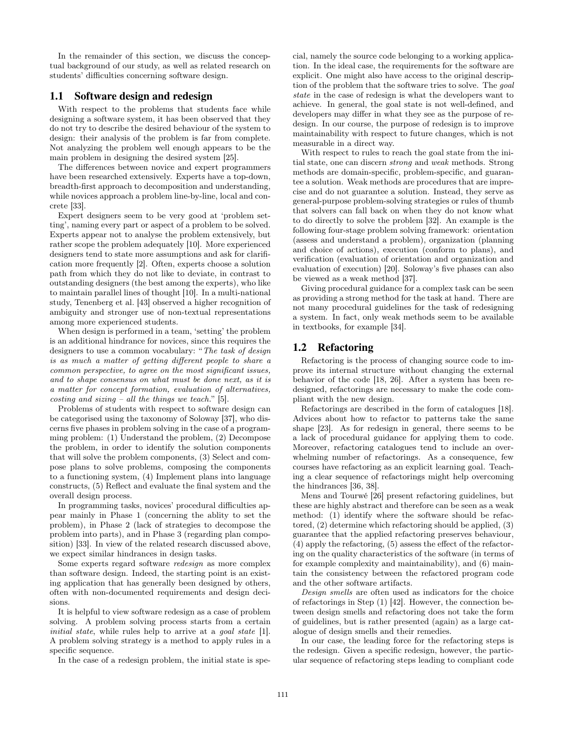In the remainder of this section, we discuss the conceptual background of our study, as well as related research on students' difficulties concerning software design.

## 1.1 Software design and redesign

With respect to the problems that students face while designing a software system, it has been observed that they do not try to describe the desired behaviour of the system to design: their analysis of the problem is far from complete. Not analyzing the problem well enough appears to be the main problem in designing the desired system [25].

The differences between novice and expert programmers have been researched extensively. Experts have a top-down, breadth-first approach to decomposition and understanding, while novices approach a problem line-by-line, local and concrete [33].

Expert designers seem to be very good at 'problem setting', naming every part or aspect of a problem to be solved. Experts appear not to analyse the problem extensively, but rather scope the problem adequately [10]. More experienced designers tend to state more assumptions and ask for clarification more frequently [2]. Often, experts choose a solution path from which they do not like to deviate, in contrast to outstanding designers (the best among the experts), who like to maintain parallel lines of thought [10]. In a multi-national study, Tenenberg et al. [43] observed a higher recognition of ambiguity and stronger use of non-textual representations among more experienced students.

When design is performed in a team, 'setting' the problem is an additional hindrance for novices, since this requires the designers to use a common vocabulary: "*The task of design is as much a matter of getting different people to share a common perspective, to agree on the most significant issues, and to shape consensus on what must be done next, as it is a matter for concept formation, evaluation of alternatives, costing and sizing – all the things we teach.*" [5].

Problems of students with respect to software design can be categorised using the taxonomy of Soloway [37], who discerns five phases in problem solving in the case of a programming problem: (1) Understand the problem, (2) Decompose the problem, in order to identify the solution components that will solve the problem components, (3) Select and compose plans to solve problems, composing the components to a functioning system, (4) Implement plans into language constructs, (5) Reflect and evaluate the final system and the overall design process.

In programming tasks, novices' procedural difficulties appear mainly in Phase 1 (concerning the ablity to set the problem), in Phase 2 (lack of strategies to decompose the problem into parts), and in Phase 3 (regarding plan composition) [33]. In view of the related research discussed above, we expect similar hindrances in design tasks.

Some experts regard software *redesign* as more complex than software design. Indeed, the starting point is an existing application that has generally been designed by others, often with non-documented requirements and design decisions.

It is helpful to view software redesign as a case of problem solving. A problem solving process starts from a certain *initial state*, while rules help to arrive at a *goal state* [1]. A problem solving strategy is a method to apply rules in a specific sequence.

In the case of a redesign problem, the initial state is special, namely the source code belonging to a working application. In the ideal case, the requirements for the software are explicit. One might also have access to the original description of the problem that the software tries to solve. The *goal state* in the case of redesign is what the developers want to achieve. In general, the goal state is not well-defined, and developers may differ in what they see as the purpose of redesign. In our course, the purpose of redesign is to improve maintainability with respect to future changes, which is not measurable in a direct way.

With respect to rules to reach the goal state from the initial state, one can discern *strong* and *weak* methods. Strong methods are domain-specific, problem-specific, and guarantee a solution. Weak methods are procedures that are imprecise and do not guarantee a solution. Instead, they serve as general-purpose problem-solving strategies or rules of thumb that solvers can fall back on when they do not know what to do directly to solve the problem [32]. An example is the following four-stage problem solving framework: orientation (assess and understand a problem), organization (planning and choice of actions), execution (conform to plans), and verification (evaluation of orientation and organization and evaluation of execution) [20]. Soloway's five phases can also be viewed as a weak method [37].

Giving procedural guidance for a complex task can be seen as providing a strong method for the task at hand. There are not many procedural guidelines for the task of redesigning a system. In fact, only weak methods seem to be available in textbooks, for example [34].

## 1.2 Refactoring

Refactoring is the process of changing source code to improve its internal structure without changing the external behavior of the code [18, 26]. After a system has been redesigned, refactorings are necessary to make the code compliant with the new design.

Refactorings are described in the form of catalogues [18]. Advices about how to refactor to patterns take the same shape [23]. As for redesign in general, there seems to be a lack of procedural guidance for applying them to code. Moreover, refactoring catalogues tend to include an overwhelming number of refactorings. As a consequence, few courses have refactoring as an explicit learning goal. Teaching a clear sequence of refactorings might help overcoming the hindrances [36, 38].

Mens and Tourwé [26] present refactoring guidelines, but these are highly abstract and therefore can be seen as a weak method: (1) identify where the software should be refactored, (2) determine which refactoring should be applied, (3) guarantee that the applied refactoring preserves behaviour, (4) apply the refactoring, (5) assess the effect of the refactoring on the quality characteristics of the software (in terms of for example complexity and maintainability), and (6) maintain the consistency between the refactored program code and the other software artifacts.

*Design smells* are often used as indicators for the choice of refactorings in Step (1) [42]. However, the connection between design smells and refactoring does not take the form of guidelines, but is rather presented (again) as a large catalogue of design smells and their remedies.

In our case, the leading force for the refactoring steps is the redesign. Given a specific redesign, however, the particular sequence of refactoring steps leading to compliant code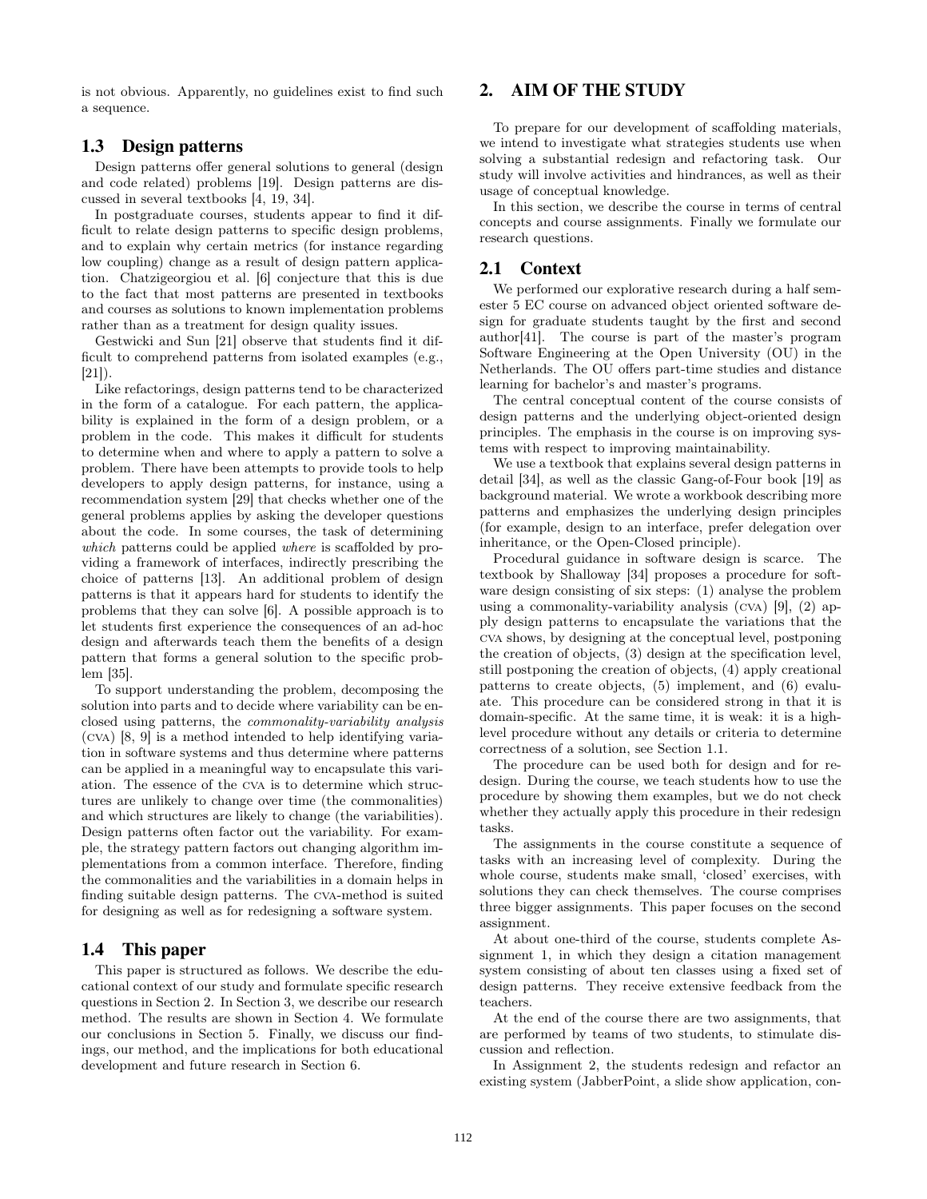is not obvious. Apparently, no guidelines exist to find such a sequence.

### 1.3 Design patterns

Design patterns offer general solutions to general (design and code related) problems [19]. Design patterns are discussed in several textbooks [4, 19, 34].

In postgraduate courses, students appear to find it difficult to relate design patterns to specific design problems, and to explain why certain metrics (for instance regarding low coupling) change as a result of design pattern application. Chatzigeorgiou et al. [6] conjecture that this is due to the fact that most patterns are presented in textbooks and courses as solutions to known implementation problems rather than as a treatment for design quality issues.

Gestwicki and Sun [21] observe that students find it difficult to comprehend patterns from isolated examples (e.g., [21]).

Like refactorings, design patterns tend to be characterized in the form of a catalogue. For each pattern, the applicability is explained in the form of a design problem, or a problem in the code. This makes it difficult for students to determine when and where to apply a pattern to solve a problem. There have been attempts to provide tools to help developers to apply design patterns, for instance, using a recommendation system [29] that checks whether one of the general problems applies by asking the developer questions about the code. In some courses, the task of determining *which* patterns could be applied *where* is scaffolded by providing a framework of interfaces, indirectly prescribing the choice of patterns [13]. An additional problem of design patterns is that it appears hard for students to identify the problems that they can solve [6]. A possible approach is to let students first experience the consequences of an ad-hoc design and afterwards teach them the benefits of a design pattern that forms a general solution to the specific problem [35].

To support understanding the problem, decomposing the solution into parts and to decide where variability can be enclosed using patterns, the *commonality-variability analysis* (CVA) [8, 9] is a method intended to help identifying variation in software systems and thus determine where patterns can be applied in a meaningful way to encapsulate this variation. The essence of the CVA is to determine which structures are unlikely to change over time (the commonalities) and which structures are likely to change (the variabilities). Design patterns often factor out the variability. For example, the strategy pattern factors out changing algorithm implementations from a common interface. Therefore, finding the commonalities and the variabilities in a domain helps in finding suitable design patterns. The CVA-method is suited for designing as well as for redesigning a software system.

### 1.4 This paper

This paper is structured as follows. We describe the educational context of our study and formulate specific research questions in Section 2. In Section 3, we describe our research method. The results are shown in Section 4. We formulate our conclusions in Section 5. Finally, we discuss our findings, our method, and the implications for both educational development and future research in Section 6.

## 2. AIM OF THE STUDY

To prepare for our development of scaffolding materials, we intend to investigate what strategies students use when solving a substantial redesign and refactoring task. Our study will involve activities and hindrances, as well as their usage of conceptual knowledge.

In this section, we describe the course in terms of central concepts and course assignments. Finally we formulate our research questions.

### 2.1 Context

We performed our explorative research during a half semester 5 EC course on advanced object oriented software design for graduate students taught by the first and second author[41]. The course is part of the master's program Software Engineering at the Open University (OU) in the Netherlands. The OU offers part-time studies and distance learning for bachelor's and master's programs.

The central conceptual content of the course consists of design patterns and the underlying object-oriented design principles. The emphasis in the course is on improving systems with respect to improving maintainability.

We use a textbook that explains several design patterns in detail [34], as well as the classic Gang-of-Four book [19] as background material. We wrote a workbook describing more patterns and emphasizes the underlying design principles (for example, design to an interface, prefer delegation over inheritance, or the Open-Closed principle).

Procedural guidance in software design is scarce. The textbook by Shalloway [34] proposes a procedure for software design consisting of six steps: (1) analyse the problem using a commonality-variability analysis (CVA) [9], (2) apply design patterns to encapsulate the variations that the CVA shows, by designing at the conceptual level, postponing the creation of objects, (3) design at the specification level, still postponing the creation of objects, (4) apply creational patterns to create objects, (5) implement, and (6) evaluate. This procedure can be considered strong in that it is domain-specific. At the same time, it is weak: it is a high-level procedure without any details or criteria to determine correctness of a solution, see Section 1.1.

The procedure can be used both for design and for redesign. During the course, we teach students how to use the procedure by showing them examples, but we do not check whether they actually apply this procedure in their redesign tasks.

The assignments in the course constitute a sequence of tasks with an increasing level of complexity. During the whole course, students make small, 'closed' exercises, with solutions they can check themselves. The course comprises three bigger assignments. This paper focuses on the second assignment.

At about one-third of the course, students complete Assignment 1, in which they design a citation management system consisting of about ten classes using a fixed set of design patterns. They receive extensive feedback from the teachers.

At the end of the course there are two assignments, that are performed by teams of two students, to stimulate discussion and reflection.

In Assignment 2, the students redesign and refactor an existing system (JabberPoint, a slide show application, con-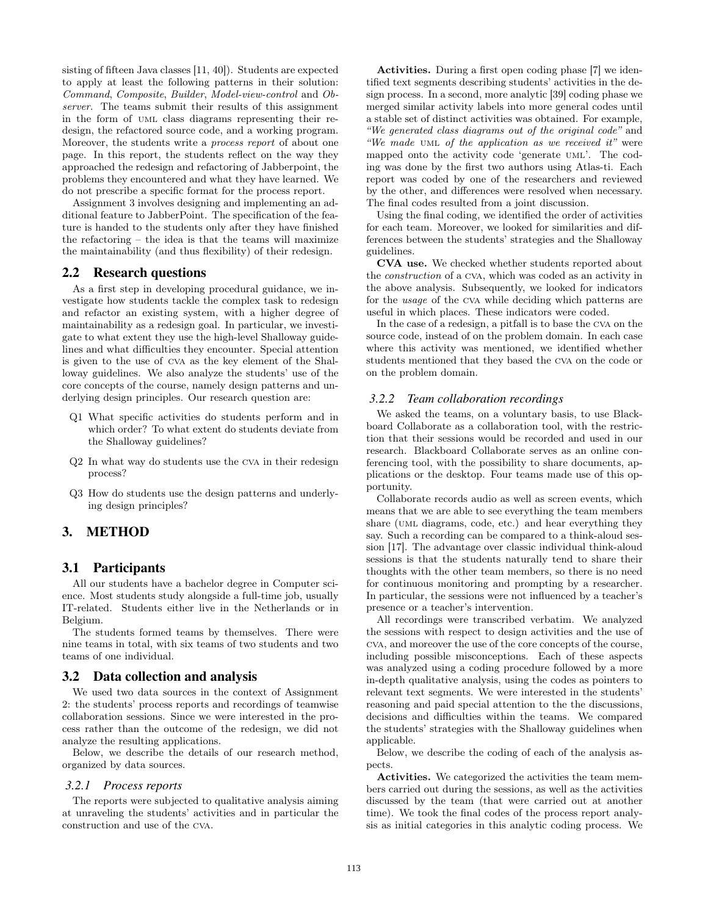sisting of fifteen Java classes [11, 40]). Students are expected to apply at least the following patterns in their solution: *Command*, *Composite*, *Builder*, *Model-view-control* and *Observer*. The teams submit their results of this assignment in the form of UML class diagrams representing their redesign, the refactored source code, and a working program. Moreover, the students write a *process report* of about one page. In this report, the students reflect on the way they approached the redesign and refactoring of Jabberpoint, the problems they encountered and what they have learned. We do not prescribe a specific format for the process report.

Assignment 3 involves designing and implementing an additional feature to JabberPoint. The specification of the feature is handed to the students only after they have finished the refactoring – the idea is that the teams will maximize the maintainability (and thus flexibility) of their redesign.

## 2.2 Research questions

As a first step in developing procedural guidance, we investigate how students tackle the complex task to redesign and refactor an existing system, with a higher degree of maintainability as a redesign goal. In particular, we investigate to what extent they use the high-level Shalloway guidelines and what difficulties they encounter. Special attention is given to the use of CVA as the key element of the Shalloway guidelines. We also analyze the students' use of the core concepts of the course, namely design patterns and underlying design principles. Our research question are:

- Q1 What specific activities do students perform and in which order? To what extent do students deviate from the Shalloway guidelines?
- Q2 In what way do students use the CVA in their redesign process?
- Q3 How do students use the design patterns and underlying design principles?

# 3. METHOD

## 3.1 Participants

All our students have a bachelor degree in Computer science. Most students study alongside a full-time job, usually IT-related. Students either live in the Netherlands or in Belgium.

The students formed teams by themselves. There were nine teams in total, with six teams of two students and two teams of one individual.

## 3.2 Data collection and analysis

We used two data sources in the context of Assignment 2: the students' process reports and recordings of teamwise collaboration sessions. Since we were interested in the process rather than the outcome of the redesign, we did not analyze the resulting applications.

Below, we describe the details of our research method, organized by data sources.

### 3.2.1 Process reports

The reports were subjected to qualitative analysis aiming at unraveling the students' activities and in particular the construction and use of the CVA.

**Activities.** During a first open coding phase [7] we identified text segments describing students' activities in the design process. In a second, more analytic [39] coding phase we merged similar activity labels into more general codes until a stable set of distinct activities was obtained. For example, *"We generated class diagrams out of the original code"* and *"We made UML of the application as we received it"* were mapped onto the activity code 'generate UML'. The coding was done by the first two authors using Atlas-ti. Each report was coded by one of the researchers and reviewed by the other, and differences were resolved when necessary. The final codes resulted from a joint discussion.

Using the final coding, we identified the order of activities for each team. Moreover, we looked for similarities and differences between the students' strategies and the Shalloway guidelines.

**CVA use.** We checked whether students reported about the *construction* of a CVA, which was coded as an activity in the above analysis. Subsequently, we looked for indicators for the *usage* of the CVA while deciding which patterns are useful in which places. These indicators were coded.

In the case of a redesign, a pitfall is to base the CVA on the source code, instead of on the problem domain. In each case where this activity was mentioned, we identified whether students mentioned that they based the CVA on the code or on the problem domain.

### 3.2.2 Team collaboration recordings

We asked the teams, on a voluntary basis, to use Blackboard Collaborate as a collaboration tool, with the restriction that their sessions would be recorded and used in our research. Blackboard Collaborate serves as an online conferencing tool, with the possibility to share documents, applications or the desktop. Four teams made use of this opportunity.

Collaborate records audio as well as screen events, which means that we are able to see everything the team members share (UML diagrams, code, etc.) and hear everything they say. Such a recording can be compared to a think-aloud session [17]. The advantage over classic individual think-aloud sessions is that the students naturally tend to share their thoughts with the other team members, so there is no need for continuous monitoring and prompting by a researcher. In particular, the sessions were not influenced by a teacher's presence or a teacher's intervention.

All recordings were transcribed verbatim. We analyzed the sessions with respect to design activities and the use of CVA, and moreover the use of the core concepts of the course, including possible misconceptions. Each of these aspects was analyzed using a coding procedure followed by a more in-depth qualitative analysis, using the codes as pointers to relevant text segments. We were interested in the students' reasoning and paid special attention to the the discussions, decisions and difficulties within the teams. We compared the students' strategies with the Shalloway guidelines when applicable.

Below, we describe the coding of each of the analysis aspects.

**Activities.** We categorized the activities the team members carried out during the sessions, as well as the activities discussed by the team (that were carried out at another time). We took the final codes of the process report analysis as initial categories in this analytic coding process. We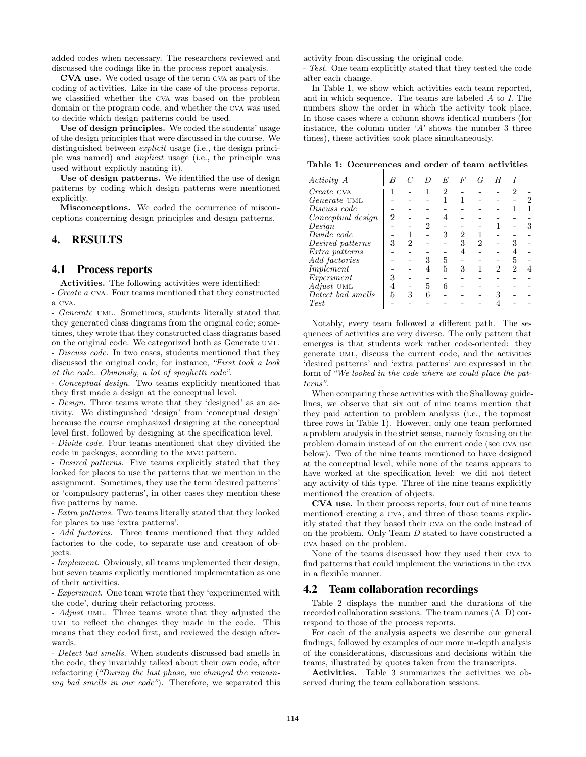added codes when necessary. The researchers reviewed and discussed the codings like in the process report analysis.

**CVA use.** We coded usage of the term CVA as part of the coding of activities. Like in the case of the process reports, we classified whether the CVA was based on the problem domain or the program code, and whether the CVA was used to decide which design patterns could be used.

**Use of design principles.** We coded the students' usage of the design principles that were discussed in the course. We distinguished between *explicit* usage (i.e., the design principle was named) and *implicit* usage (i.e., the principle was used without explictly naming it).

**Use of design patterns.** We identified the use of design patterns by coding which design patterns were mentioned explicitly.

**Misconceptions.** We coded the occurrence of misconceptions concerning design principles and design patterns.

# 4. RESULTS

## 4.1 Process reports

**Activities.** The following activities were identified:

- *Create a* CVA. Four teams mentioned that they constructed a CVA.
- *Generate* UML. Sometimes, students literally stated that they generated class diagrams from the original code; sometimes, they wrote that they constructed class diagrams based on the original code. We categorized both as Generate UML.
- *Discuss code*. In two cases, students mentioned that they discussed the original code, for instance, *"First took a look at the code. Obviously, a lot of spaghetti code"*.
- *Conceptual design*. Two teams explicitly mentioned that they first made a design at the conceptual level.
- *Design*. Three teams wrote that they 'designed' as an activity. We distinguished 'design' from 'conceptual design' because the course emphasized designing at the conceptual level first, followed by designing at the specification level.
- *Divide code*. Four teams mentioned that they divided the code in packages, according to the MVC pattern.
- *Desired patterns*. Five teams explicitly stated that they looked for places to use the patterns that we mention in the assignment. Sometimes, they use the term 'desired patterns' or 'compulsory patterns', in other cases they mention these five patterns by name.
- *Extra patterns*. Two teams literally stated that they looked for places to use 'extra patterns'.
- *Add factories*. Three teams mentioned that they added factories to the code, to separate use and creation of objects.
- *Implement*. Obviously, all teams implemented their design, but seven teams explicitly mentioned implementation as one of their activities.
- *Experiment*. One team wrote that they 'experimented with the code', during their refactoring process.
- *Adjust* UML. Three teams wrote that they adjusted the UML to reflect the changes they made in the code. This means that they coded first, and reviewed the design afterwards.
- *Detect bad smells*. When students discussed bad smells in the code, they invariably talked about their own code, after refactoring (*"During the last phase, we changed the remaining bad smells in our code"*). Therefore, we separated this activity from discussing the original code.
- *Test*. One team explicitly stated that they tested the code after each change.

In Table 1, we show which activities each team reported, and in which sequence. The teams are labeled *A* to *I*. The numbers show the order in which the activity took place. In those cases where a column shows identical numbers (for instance, the column under '*A*' shows the number 3 three times), these activities took place simultaneously.

**Table 1: Occurrences and order of team activities**

| *Activity* | *A* | *B* | *C* | *D* | *E* | *F* | *G* | *H* | *I* |
|---|---|---|---|---|---|---|---|---|---|
| *Create* CVA | 1 | - | 1 | 2 | - | - | - | 2 | - |
| *Generate* UML | - | - | - | 1 | 1 | - | - | - | 2 |
| *Discuss code* | - | - | - | - | - | - | - | 1 | 1 |
| *Conceptual design* | 2 | - | - | 4 | - | - | - | - | - |
| *Design* | - | - | 2 | - | - | - | 1 | - | 3 |
| *Divide code* | - | 1 | - | 3 | 2 | 1 | - | - | - |
| *Desired patterns* | 3 | 2 | - | - | 3 | 2 | - | 3 | - |
| *Extra patterns* | - | - | - | - | 4 | - | - | 4 | - |
| *Add factories* | - | - | 3 | 5 | - | - | - | 5 | - |
| *Implement* | - | - | 4 | 5 | 3 | 1 | 2 | 2 | 4 |
| *Experiment* | 3 | - | - | - | - | - | - | - | - |
| *Adjust* UML | 4 | - | 5 | 6 | - | - | - | - | - |
| *Detect bad smells* | 5 | 3 | 6 | - | - | - | 3 | - | - |
| *Test* | - | - | - | - | - | - | 4 | - | - |

Notably, every team followed a different path. The sequences of activities are very diverse. The only pattern that emerges is that students work rather code-oriented: they generate UML, discuss the current code, and the activities 'desired patterns' and 'extra patterns' are expressed in the form of *"We looked in the code where we could place the patterns"*.

When comparing these activities with the Shalloway guidelines, we observe that six out of nine teams mention that they paid attention to problem analysis (i.e., the topmost three rows in Table 1). However, only one team performed a problem analysis in the strict sense, namely focusing on the problem domain instead of on the current code (see CVA use below). Two of the nine teams mentioned to have designed at the conceptual level, while none of the teams appears to have worked at the specification level: we did not detect any activity of this type. Three of the nine teams explicitly mentioned the creation of objects.

**CVA use.** In their process reports, four out of nine teams mentioned creating a CVA, and three of those teams explicitly stated that they based their CVA on the code instead of on the problem. Only Team *D* stated to have constructed a CVA based on the problem.

None of the teams discussed how they used their CVA to find patterns that could implement the variations in the CVA in a flexible manner.

## 4.2 Team collaboration recordings

Table 2 displays the number and the durations of the recorded collaboration sessions. The team names (A–D) correspond to those of the process reports.

For each of the analysis aspects we describe our general findings, followed by examples of our more in-depth analysis of the considerations, discussions and decisions within the teams, illustrated by quotes taken from the transcripts.

**Activities.** Table 3 summarizes the activities we observed during the team collaboration sessions.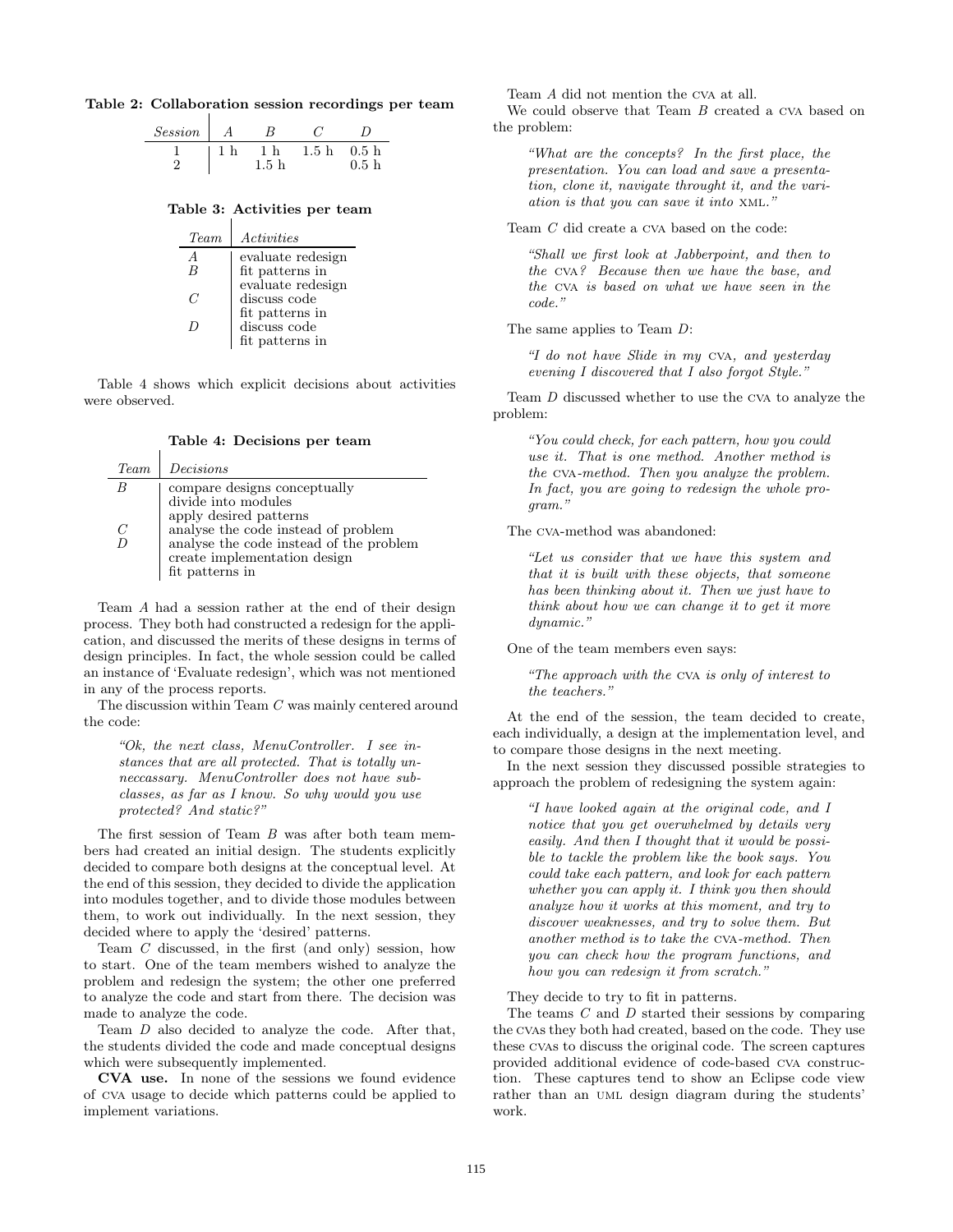**Table 2: Collaboration session recordings per team**

| *Session* | *A* | *B* | *C* | *D* |
|---|---|---|---|---|
| 1 | 1 h | 1 h | 1.5 h | 0.5 h |
| 2 | | 1.5 h | | 0.5 h |

**Table 3: Activities per team**

| *Team* | *Activities* |
|---|---|
| *A* | evaluate redesign |
| *B* | fit patterns in |
| | evaluate redesign |
| *C* | discuss code |
| | fit patterns in |
| *D* | discuss code |
| | fit patterns in |

Table 4 shows which explicit decisions about activities were observed.

**Table 4: Decisions per team**

| *Team* | *Decisions* |
|---|---|
| *B* | compare designs conceptually |
| | divide into modules |
| | apply desired patterns |
| *C* | analyse the code instead of problem |
| *D* | analyse the code instead of the problem |
| | create implementation design |
| | fit patterns in |

Team *A* had a session rather at the end of their design process. They both had constructed a redesign for the application, and discussed the merits of these designs in terms of design principles. In fact, the whole session could be called an instance of 'Evaluate redesign', which was not mentioned in any of the process reports.

The discussion within Team *C* was mainly centered around the code:

> *"Ok, the next class, MenuController. I see instances that are all protected. That is totally unneccassary. MenuController does not have subclasses, as far as I know. So why would you use protected? And static?"*

The first session of Team *B* was after both team members had created an initial design. The students explicitly decided to compare both designs at the conceptual level. At the end of this session, they decided to divide the application into modules together, and to divide those modules between them, to work out individually. In the next session, they decided where to apply the 'desired' patterns.

Team *C* discussed, in the first (and only) session, how to start. One of the team members wished to analyze the problem and redesign the system; the other one preferred to analyze the code and start from there. The decision was made to analyze the code.

Team *D* also decided to analyze the code. After that, the students divided the code and made conceptual designs which were subsequently implemented.

**CVA use.** In none of the sessions we found evidence of CVA usage to decide which patterns could be applied to implement variations.

Team *A* did not mention the CVA at all.

We could observe that Team *B* created a CVA based on the problem:

> *"What are the concepts? In the first place, the presentation. You can load and save a presentation, clone it, navigate throught it, and the variation is that you can save it into XML."*

Team *C* did create a CVA based on the code:

> *"Shall we first look at Jabberpoint, and then to the CVA? Because then we have the base, and the CVA is based on what we have seen in the code."*

The same applies to Team *D*:

> *"I do not have Slide in my CVA, and yesterday evening I discovered that I also forgot Style."*

Team *D* discussed whether to use the CVA to analyze the problem:

> *"You could check, for each pattern, how you could use it. That is one method. Another method is the CVA-method. Then you analyze the problem. In fact, you are going to redesign the whole program."*

The CVA-method was abandoned:

> *"Let us consider that we have this system and that it is built with these objects, that someone has been thinking about it. Then we just have to think about how we can change it to get it more dynamic."*

One of the team members even says:

> *"The approach with the CVA is only of interest to the teachers."*

At the end of the session, the team decided to create, each individually, a design at the implementation level, and to compare those designs in the next meeting.

In the next session they discussed possible strategies to approach the problem of redesigning the system again:

> *"I have looked again at the original code, and I notice that you get overwhelmed by details very easily. And then I thought that it would be possible to tackle the problem like the book says. You could take each pattern, and look for each pattern whether you can apply it. I think you then should analyze how it works at this moment, and try to discover weaknesses, and try to solve them. But another method is to take the CVA-method. Then you can check how the program functions, and how you can redesign it from scratch."*

They decide to try to fit in patterns.

The teams *C* and *D* started their sessions by comparing the CVAs they both had created, based on the code. They use these CVAs to discuss the original code. The screen captures provided additional evidence of code-based CVA construction. These captures tend to show an Eclipse code view rather than an UML design diagram during the students' work.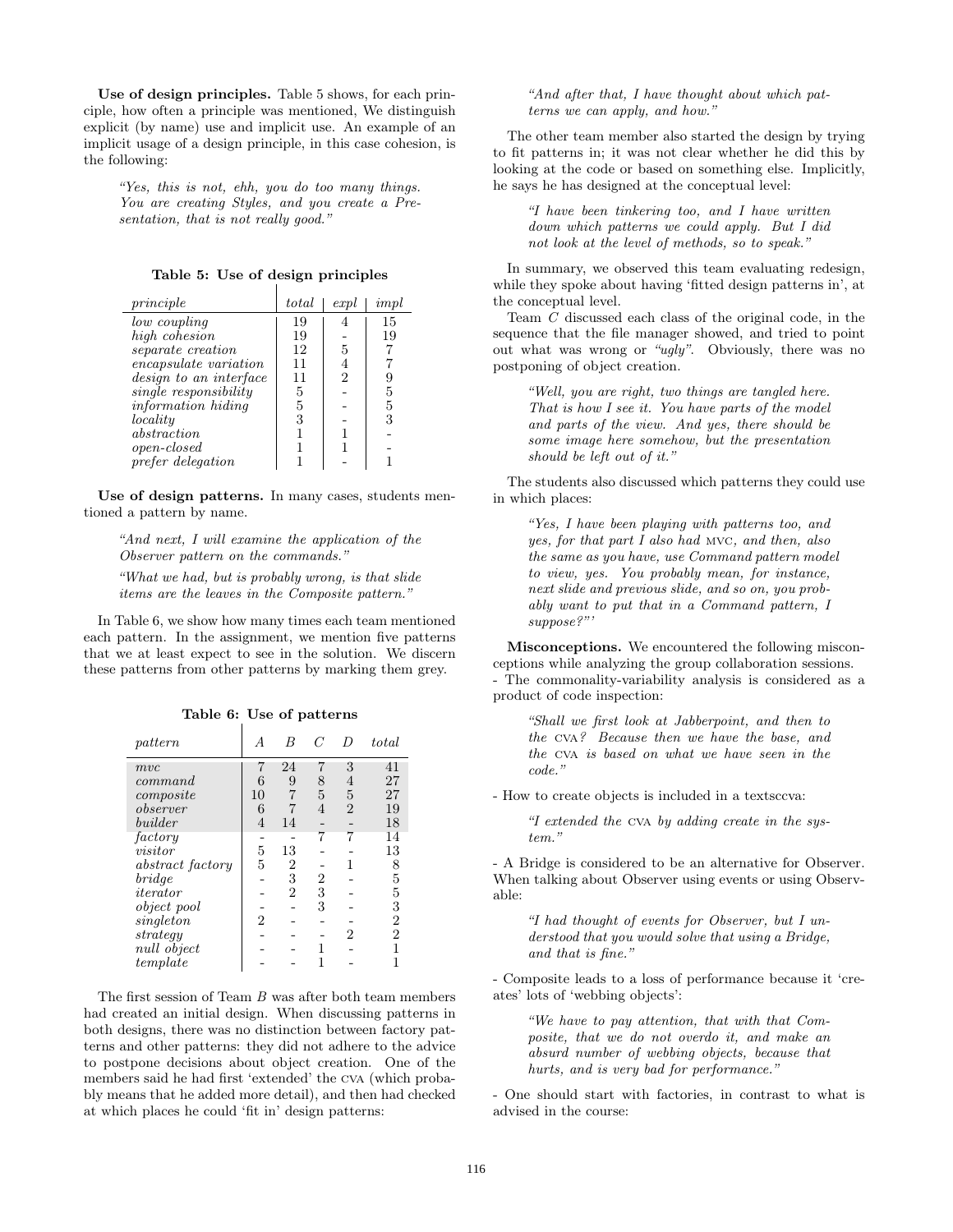**Use of design principles.** Table 5 shows, for each principle, how often a principle was mentioned, We distinguish explicit (by name) use and implicit use. An example of an implicit usage of a design principle, in this case cohesion, is the following:

> *"Yes, this is not, ehh, you do too many things. You are creating Styles, and you create a Presentation, that is not really good."*

**Table 5: Use of design principles**

| *principle* | *total* | *expl* | *impl* |
|---|---|---|---|
| *low coupling* | 19 | 4 | 15 |
| *high cohesion* | 19 | - | 19 |
| *separate creation* | 12 | 5 | 7 |
| *encapsulate variation* | 11 | 4 | 7 |
| *design to an interface* | 11 | 2 | 9 |
| *single responsibility* | 5 | - | 5 |
| *information hiding* | 5 | - | 5 |
| *locality* | 3 | - | 3 |
| *abstraction* | 1 | 1 | - |
| *open-closed* | 1 | 1 | - |
| *prefer delegation* | 1 | - | 1 |

**Use of design patterns.** In many cases, students mentioned a pattern by name.

> *"And next, I will examine the application of the Observer pattern on the commands."*
>
> *"What we had, but is probably wrong, is that slide items are the leaves in the Composite pattern."*

In Table 6, we show how many times each team mentioned each pattern. In the assignment, we mention five patterns that we at least expect to see in the solution. We discern these patterns from other patterns by marking them grey.

**Table 6: Use of patterns**

| *pattern* | *A* | *B* | *C* | *D* | *total* |
|---|---|---|---|---|---|
| *mvc* | 7 | 24 | 7 | 3 | 41 |
| *command* | 6 | 9 | 8 | 4 | 27 |
| *composite* | 10 | 7 | 5 | 5 | 27 |
| *observer* | 6 | 7 | 4 | 2 | 19 |
| *builder* | 4 | 14 | - | - | 18 |
| *factory* | - | - | 7 | 7 | 14 |
| *visitor* | 5 | 13 | - | - | 13 |
| *abstract factory* | 5 | 2 | - | 1 | 8 |
| *bridge* | - | 3 | 2 | - | 5 |
| *iterator* | - | 2 | 3 | - | 5 |
| *object pool* | - | - | 3 | - | 3 |
| *singleton* | 2 | - | - | - | 2 |
| *strategy* | - | - | - | 2 | 2 |
| *null object* | - | - | 1 | - | 1 |
| *template* | - | - | 1 | - | 1 |

The first session of Team *B* was after both team members had created an initial design. When discussing patterns in both designs, there was no distinction between factory patterns and other patterns: they did not adhere to the advice to postpone decisions about object creation. One of the members said he had first 'extended' the CVA (which probably means that he added more detail), and then had checked at which places he could 'fit in' design patterns:

> *"And after that, I have thought about which patterns we can apply, and how."*

The other team member also started the design by trying to fit patterns in; it was not clear whether he did this by looking at the code or based on something else. Implicitly, he says he has designed at the conceptual level:

> *"I have been tinkering too, and I have written down which patterns we could apply. But I did not look at the level of methods, so to speak."*

In summary, we observed this team evaluating redesign, while they spoke about having 'fitted design patterns in', at the conceptual level.

Team *C* discussed each class of the original code, in the sequence that the file manager showed, and tried to point out what was wrong or *"ugly"*. Obviously, there was no postponing of object creation.

> *"Well, you are right, two things are tangled here. That is how I see it. You have parts of the model and parts of the view. And yes, there should be some image here somehow, but the presentation should be left out of it."*

The students also discussed which patterns they could use in which places:

> *"Yes, I have been playing with patterns too, and yes, for that part I also had MVC, and then, also the same as you have, use Command pattern model to view, yes. You probably mean, for instance, next slide and previous slide, and so on, you probably want to put that in a Command pattern, I suppose?"'*

**Misconceptions.** We encountered the following misconceptions while analyzing the group collaboration sessions.

- The commonality-variability analysis is considered as a product of code inspection:

> *"Shall we first look at Jabberpoint, and then to the CVA? Because then we have the base, and the CVA is based on what we have seen in the code."*

- How to create objects is included in a textsccva:

> *"I extended the CVA by adding create in the system."*

- A Bridge is considered to be an alternative for Observer. When talking about Observer using events or using Observable:

> *"I had thought of events for Observer, but I understood that you would solve that using a Bridge, and that is fine."*

- Composite leads to a loss of performance because it 'creates' lots of 'webbing objects':

> *"We have to pay attention, that with that Composite, that we do not overdo it, and make an absurd number of webbing objects, because that hurts, and is very bad for performance."*

- One should start with factories, in contrast to what is advised in the course: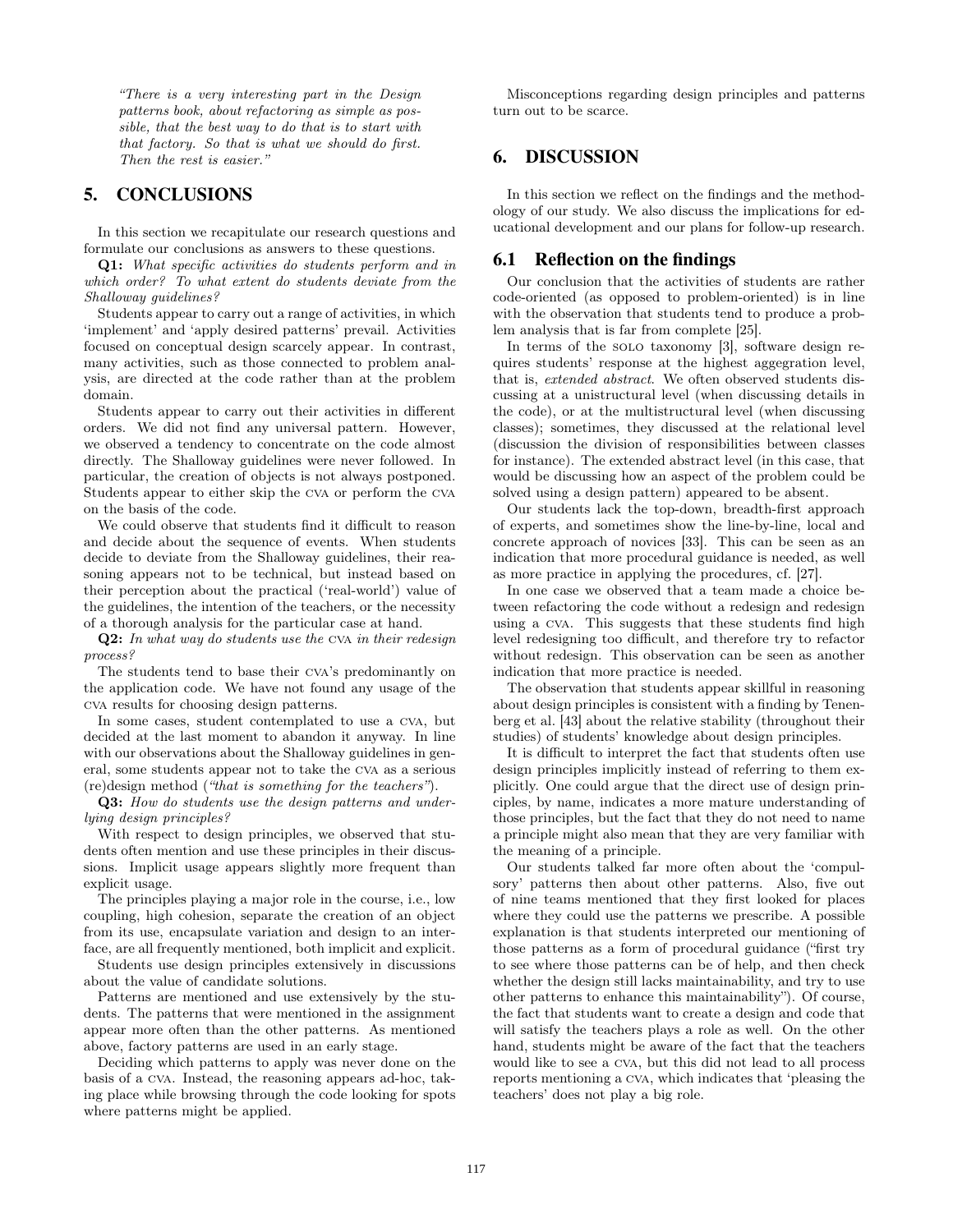*"There is a very interesting part in the Design patterns book, about refactoring as simple as possible, that the best way to do that is to start with that factory. So that is what we should do first. Then the rest is easier."*

## 5. CONCLUSIONS

In this section we recapitulate our research questions and formulate our conclusions as answers to these questions.

**Q1:** *What specific activities do students perform and in which order? To what extent do students deviate from the Shalloway guidelines?*

Students appear to carry out a range of activities, in which 'implement' and 'apply desired patterns' prevail. Activities focused on conceptual design scarcely appear. In contrast, many activities, such as those connected to problem analysis, are directed at the code rather than at the problem domain.

Students appear to carry out their activities in different orders. We did not find any universal pattern. However, we observed a tendency to concentrate on the code almost directly. The Shalloway guidelines were never followed. In particular, the creation of objects is not always postponed. Students appear to either skip the CVA or perform the CVA on the basis of the code.

We could observe that students find it difficult to reason and decide about the sequence of events. When students decide to deviate from the Shalloway guidelines, their reasoning appears not to be technical, but instead based on their perception about the practical ('real-world') value of the guidelines, the intention of the teachers, or the necessity of a thorough analysis for the particular case at hand.

**Q2:** *In what way do students use the CVA in their redesign process?*

The students tend to base their CVA's predominantly on the application code. We have not found any usage of the CVA results for choosing design patterns.

In some cases, student contemplated to use a CVA, but decided at the last moment to abandon it anyway. In line with our observations about the Shalloway guidelines in general, some students appear not to take the CVA as a serious (re)design method (*"that is something for the teachers"*).

**Q3:** *How do students use the design patterns and underlying design principles?*

With respect to design principles, we observed that students often mention and use these principles in their discussions. Implicit usage appears slightly more frequent than explicit usage.

The principles playing a major role in the course, i.e., low coupling, high cohesion, separate the creation of an object from its use, encapsulate variation and design to an interface, are all frequently mentioned, both implicit and explicit.

Students use design principles extensively in discussions about the value of candidate solutions.

Patterns are mentioned and use extensively by the students. The patterns that were mentioned in the assignment appear more often than the other patterns. As mentioned above, factory patterns are used in an early stage.

Deciding which patterns to apply was never done on the basis of a CVA. Instead, the reasoning appears ad-hoc, taking place while browsing through the code looking for spots where patterns might be applied.

Misconceptions regarding design principles and patterns turn out to be scarce.

## 6. DISCUSSION

In this section we reflect on the findings and the methodology of our study. We also discuss the implications for educational development and our plans for follow-up research.

### 6.1 Reflection on the findings

Our conclusion that the activities of students are rather code-oriented (as opposed to problem-oriented) is in line with the observation that students tend to produce a problem analysis that is far from complete [25].

In terms of the SOLO taxonomy [3], software design requires students' response at the highest aggegration level, that is, *extended abstract*. We often observed students discussing at a unistructural level (when discussing details in the code), or at the multistructural level (when discussing classes); sometimes, they discussed at the relational level (discussion the division of responsibilities between classes for instance). The extended abstract level (in this case, that would be discussing how an aspect of the problem could be solved using a design pattern) appeared to be absent.

Our students lack the top-down, breadth-first approach of experts, and sometimes show the line-by-line, local and concrete approach of novices [33]. This can be seen as an indication that more procedural guidance is needed, as well as more practice in applying the procedures, cf. [27].

In one case we observed that a team made a choice between refactoring the code without a redesign and redesign using a CVA. This suggests that these students find high level redesigning too difficult, and therefore try to refactor without redesign. This observation can be seen as another indication that more practice is needed.

The observation that students appear skillful in reasoning about design principles is consistent with a finding by Tenenberg et al. [43] about the relative stability (throughout their studies) of students' knowledge about design principles.

It is difficult to interpret the fact that students often use design principles implicitly instead of referring to them explicitly. One could argue that the direct use of design principles, by name, indicates a more mature understanding of those principles, but the fact that they do not need to name a principle might also mean that they are very familiar with the meaning of a principle.

Our students talked far more often about the 'compulsory' patterns then about other patterns. Also, five out of nine teams mentioned that they first looked for places where they could use the patterns we prescribe. A possible explanation is that students interpreted our mentioning of those patterns as a form of procedural guidance ("first try to see where those patterns can be of help, and then check whether the design still lacks maintainability, and try to use other patterns to enhance this maintainability"). Of course, the fact that students want to create a design and code that will satisfy the teachers plays a role as well. On the other hand, students might be aware of the fact that the teachers would like to see a CVA, but this did not lead to all process reports mentioning a CVA, which indicates that 'pleasing the teachers' does not play a big role.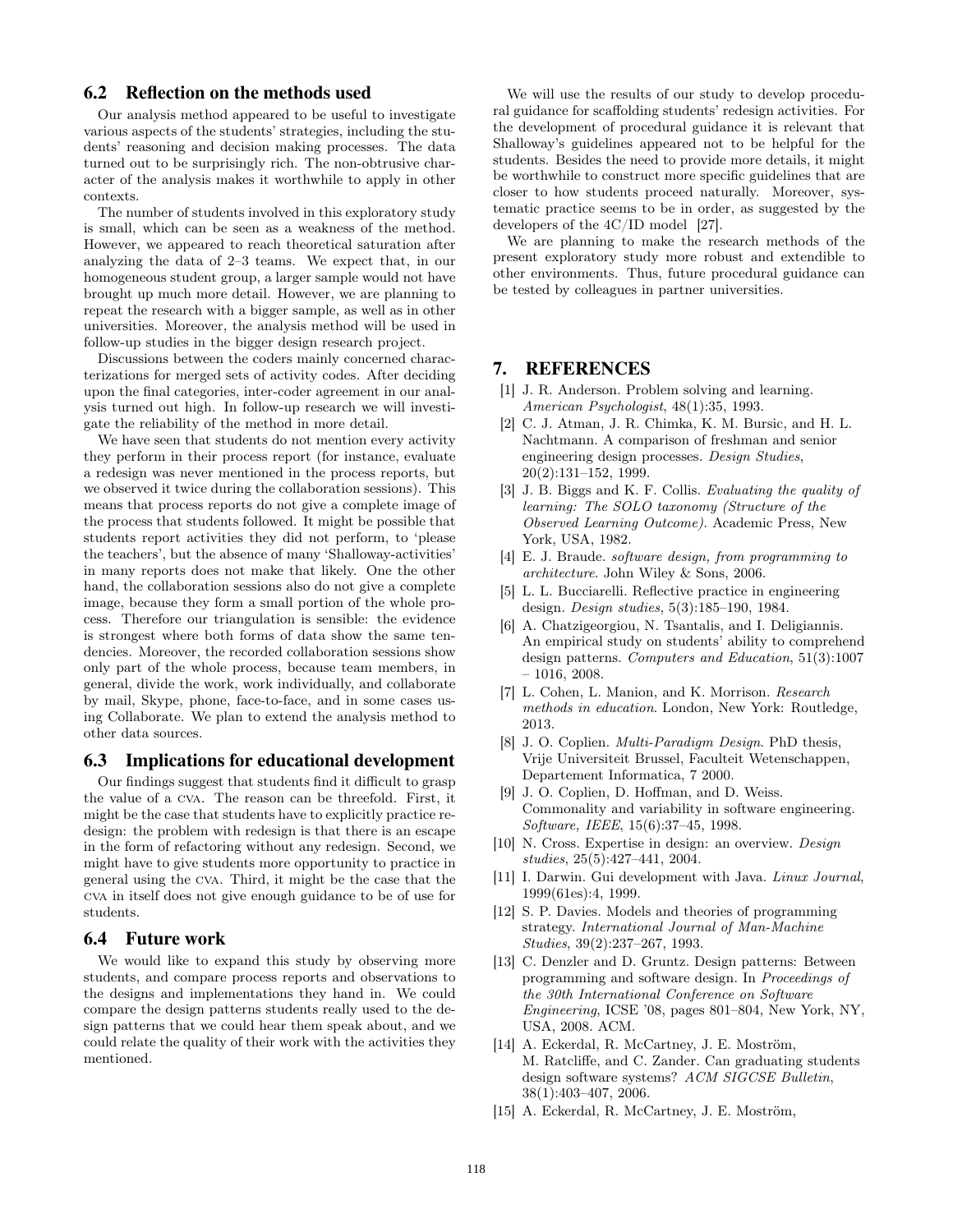## 6.2 Reflection on the methods used

Our analysis method appeared to be useful to investigate various aspects of the students' strategies, including the students' reasoning and decision making processes. The data turned out to be surprisingly rich. The non-obtrusive character of the analysis makes it worthwhile to apply in other contexts.

The number of students involved in this exploratory study is small, which can be seen as a weakness of the method. However, we appeared to reach theoretical saturation after analyzing the data of 2–3 teams. We expect that, in our homogeneous student group, a larger sample would not have brought up much more detail. However, we are planning to repeat the research with a bigger sample, as well as in other universities. Moreover, the analysis method will be used in follow-up studies in the bigger design research project.

Discussions between the coders mainly concerned characterizations for merged sets of activity codes. After deciding upon the final categories, inter-coder agreement in our analysis turned out high. In follow-up research we will investigate the reliability of the method in more detail.

We have seen that students do not mention every activity they perform in their process report (for instance, evaluate a redesign was never mentioned in the process reports, but we observed it twice during the collaboration sessions). This means that process reports do not give a complete image of the process that students followed. It might be possible that students report activities they did not perform, to 'please the teachers', but the absence of many 'Shalloway-activities' in many reports does not make that likely. One the other hand, the collaboration sessions also do not give a complete image, because they form a small portion of the whole process. Therefore our triangulation is sensible: the evidence is strongest where both forms of data show the same tendencies. Moreover, the recorded collaboration sessions show only part of the whole process, because team members, in general, divide the work, work individually, and collaborate by mail, Skype, phone, face-to-face, and in some cases using Collaborate. We plan to extend the analysis method to other data sources.

## 6.3 Implications for educational development

Our findings suggest that students find it difficult to grasp the value of a CVA. The reason can be threefold. First, it might be the case that students have to explicitly practice redesign: the problem with redesign is that there is an escape in the form of refactoring without any redesign. Second, we might have to give students more opportunity to practice in general using the CVA. Third, it might be the case that the CVA in itself does not give enough guidance to be of use for students.

## 6.4 Future work

We would like to expand this study by observing more students, and compare process reports and observations to the designs and implementations they hand in. We could compare the design patterns students really used to the design patterns that we could hear them speak about, and we could relate the quality of their work with the activities they mentioned.

We will use the results of our study to develop procedural guidance for scaffolding students' redesign activities. For the development of procedural guidance it is relevant that Shalloway's guidelines appeared not to be helpful for the students. Besides the need to provide more details, it might be worthwhile to construct more specific guidelines that are closer to how students proceed naturally. Moreover, systematic practice seems to be in order, as suggested by the developers of the 4C/ID model [27].

We are planning to make the research methods of the present exploratory study more robust and extendible to other environments. Thus, future procedural guidance can be tested by colleagues in partner universities.

# 7. REFERENCES

[1] J. R. Anderson. Problem solving and learning. *American Psychologist*, 48(1):35, 1993.

[2] C. J. Atman, J. R. Chimka, K. M. Bursic, and H. L. Nachtmann. A comparison of freshman and senior engineering design processes. *Design Studies*, 20(2):131–152, 1999.

[3] J. B. Biggs and K. F. Collis. *Evaluating the quality of learning: The SOLO taxonomy (Structure of the Observed Learning Outcome)*. Academic Press, New York, USA, 1982.

[4] E. J. Braude. *software design, from programming to architecture*. John Wiley & Sons, 2006.

[5] L. L. Bucciarelli. Reflective practice in engineering design. *Design studies*, 5(3):185–190, 1984.

[6] A. Chatzigeorgiou, N. Tsantalis, and I. Deligiannis. An empirical study on students' ability to comprehend design patterns. *Computers and Education*, 51(3):1007 – 1016, 2008.

[7] L. Cohen, L. Manion, and K. Morrison. *Research methods in education*. London, New York: Routledge, 2013.

[8] J. O. Coplien. *Multi-Paradigm Design*. PhD thesis, Vrije Universiteit Brussel, Faculteit Wetenschappen, Departement Informatica, 7 2000.

[9] J. O. Coplien, D. Hoffman, and D. Weiss. Commonality and variability in software engineering. *Software, IEEE*, 15(6):37–45, 1998.

[10] N. Cross. Expertise in design: an overview. *Design studies*, 25(5):427–441, 2004.

[11] I. Darwin. Gui development with Java. *Linux Journal*, 1999(61es):4, 1999.

[12] S. P. Davies. Models and theories of programming strategy. *International Journal of Man-Machine Studies*, 39(2):237–267, 1993.

[13] C. Denzler and D. Gruntz. Design patterns: Between programming and software design. In *Proceedings of the 30th International Conference on Software Engineering*, ICSE '08, pages 801–804, New York, NY, USA, 2008. ACM.

[14] A. Eckerdal, R. McCartney, J. E. Moström, M. Ratcliffe, and C. Zander. Can graduating students design software systems? *ACM SIGCSE Bulletin*, 38(1):403–407, 2006.

[15] A. Eckerdal, R. McCartney, J. E. Moström,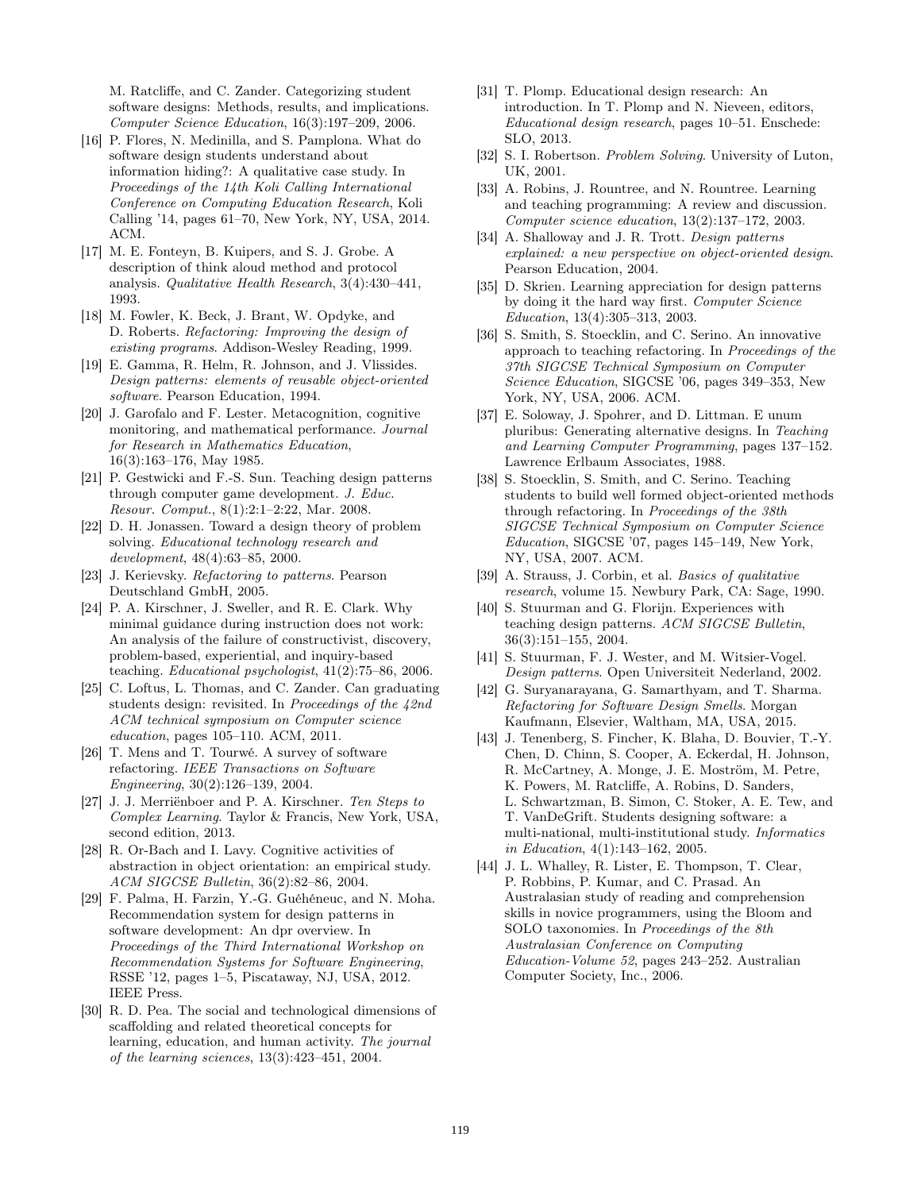M. Ratcliffe, and C. Zander. Categorizing student software designs: Methods, results, and implications. *Computer Science Education*, 16(3):197–209, 2006.

[16] P. Flores, N. Medinilla, and S. Pamplona. What do software design students understand about information hiding?: A qualitative case study. In *Proceedings of the 14th Koli Calling International Conference on Computing Education Research*, Koli Calling '14, pages 61–70, New York, NY, USA, 2014. ACM.

[17] M. E. Fonteyn, B. Kuipers, and S. J. Grobe. A description of think aloud method and protocol analysis. *Qualitative Health Research*, 3(4):430–441, 1993.

[18] M. Fowler, K. Beck, J. Brant, W. Opdyke, and D. Roberts. *Refactoring: Improving the design of existing programs*. Addison-Wesley Reading, 1999.

[19] E. Gamma, R. Helm, R. Johnson, and J. Vlissides. *Design patterns: elements of reusable object-oriented software*. Pearson Education, 1994.

[20] J. Garofalo and F. Lester. Metacognition, cognitive monitoring, and mathematical performance. *Journal for Research in Mathematics Education*, 16(3):163–176, May 1985.

[21] P. Gestwicki and F.-S. Sun. Teaching design patterns through computer game development. *J. Educ. Resour. Comput.*, 8(1):2:1–2:22, Mar. 2008.

[22] D. H. Jonassen. Toward a design theory of problem solving. *Educational technology research and development*, 48(4):63–85, 2000.

[23] J. Kerievsky. *Refactoring to patterns*. Pearson Deutschland GmbH, 2005.

[24] P. A. Kirschner, J. Sweller, and R. E. Clark. Why minimal guidance during instruction does not work: An analysis of the failure of constructivist, discovery, problem-based, experiential, and inquiry-based teaching. *Educational psychologist*, 41(2):75–86, 2006.

[25] C. Loftus, L. Thomas, and C. Zander. Can graduating students design: revisited. In *Proceedings of the 42nd ACM technical symposium on Computer science education*, pages 105–110. ACM, 2011.

[26] T. Mens and T. Tourwé. A survey of software refactoring. *IEEE Transactions on Software Engineering*, 30(2):126–139, 2004.

[27] J. J. Merriënboer and P. A. Kirschner. *Ten Steps to Complex Learning*. Taylor & Francis, New York, USA, second edition, 2013.

[28] R. Or-Bach and I. Lavy. Cognitive activities of abstraction in object orientation: an empirical study. *ACM SIGCSE Bulletin*, 36(2):82–86, 2004.

[29] F. Palma, H. Farzin, Y.-G. Guéhéneuc, and N. Moha. Recommendation system for design patterns in software development: An dpr overview. In *Proceedings of the Third International Workshop on Recommendation Systems for Software Engineering*, RSSE '12, pages 1–5, Piscataway, NJ, USA, 2012. IEEE Press.

[30] R. D. Pea. The social and technological dimensions of scaffolding and related theoretical concepts for learning, education, and human activity. *The journal of the learning sciences*, 13(3):423–451, 2004.

[31] T. Plomp. Educational design research: An introduction. In T. Plomp and N. Nieveen, editors, *Educational design research*, pages 10–51. Enschede: SLO, 2013.

[32] S. I. Robertson. *Problem Solving*. University of Luton, UK, 2001.

[33] A. Robins, J. Rountree, and N. Rountree. Learning and teaching programming: A review and discussion. *Computer science education*, 13(2):137–172, 2003.

[34] A. Shalloway and J. R. Trott. *Design patterns explained: a new perspective on object-oriented design*. Pearson Education, 2004.

[35] D. Skrien. Learning appreciation for design patterns by doing it the hard way first. *Computer Science Education*, 13(4):305–313, 2003.

[36] S. Smith, S. Stoecklin, and C. Serino. An innovative approach to teaching refactoring. In *Proceedings of the 37th SIGCSE Technical Symposium on Computer Science Education*, SIGCSE '06, pages 349–353, New York, NY, USA, 2006. ACM.

[37] E. Soloway, J. Spohrer, and D. Littman. E unum pluribus: Generating alternative designs. In *Teaching and Learning Computer Programming*, pages 137–152. Lawrence Erlbaum Associates, 1988.

[38] S. Stoecklin, S. Smith, and C. Serino. Teaching students to build well formed object-oriented methods through refactoring. In *Proceedings of the 38th SIGCSE Technical Symposium on Computer Science Education*, SIGCSE '07, pages 145–149, New York, NY, USA, 2007. ACM.

[39] A. Strauss, J. Corbin, et al. *Basics of qualitative research*, volume 15. Newbury Park, CA: Sage, 1990.

[40] S. Stuurman and G. Florijn. Experiences with teaching design patterns. *ACM SIGCSE Bulletin*, 36(3):151–155, 2004.

[41] S. Stuurman, F. J. Wester, and M. Witsier-Vogel. *Design patterns*. Open Universiteit Nederland, 2002.

[42] G. Suryanarayana, G. Samarthyam, and T. Sharma. *Refactoring for Software Design Smells*. Morgan Kaufmann, Elsevier, Waltham, MA, USA, 2015.

[43] J. Tenenberg, S. Fincher, K. Blaha, D. Bouvier, T.-Y. Chen, D. Chinn, S. Cooper, A. Eckerdal, H. Johnson, R. McCartney, A. Monge, J. E. Moström, M. Petre, K. Powers, M. Ratcliffe, A. Robins, D. Sanders, L. Schwartzman, B. Simon, C. Stoker, A. E. Tew, and T. VanDeGrift. Students designing software: a multi-national, multi-institutional study. *Informatics in Education*, 4(1):143–162, 2005.

[44] J. L. Whalley, R. Lister, E. Thompson, T. Clear, P. Robbins, P. Kumar, and C. Prasad. An Australasian study of reading and comprehension skills in novice programmers, using the Bloom and SOLO taxonomies. In *Proceedings of the 8th Australasian Conference on Computing Education-Volume 52*, pages 243–252. Australian Computer Society, Inc., 2006.